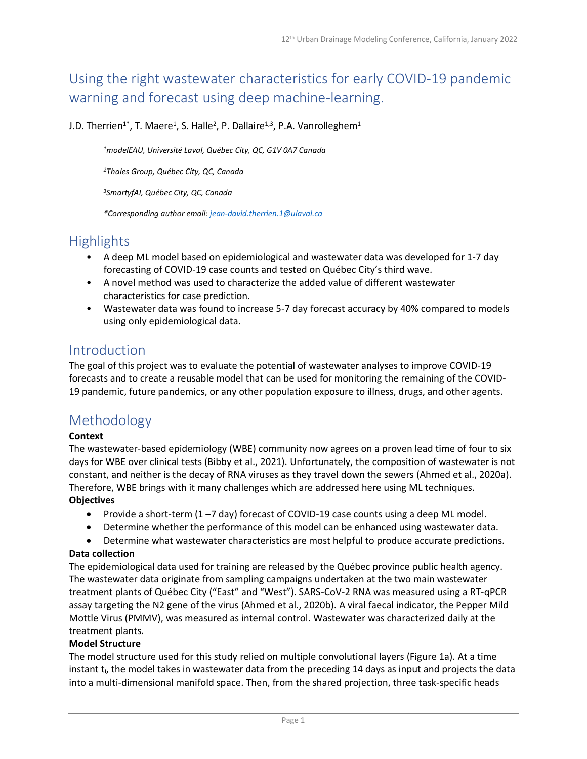# Using the right wastewater characteristics for early COVID-19 pandemic warning and forecast using deep machine-learning.

J.D. Therrien[1*], T. Maere[1], S. Halle[2], P. Dallaire[1,3], P.A. Vanrolleghem[1]

*[1]modelEAU, Université Laval, Québec City, QC, G1V 0A7 Canada*

*[2]Thales Group, Québec City, QC, Canada*

*[3]SmartyfAI, Québec City, QC, Canada*

*\*Corresponding author email: jean-david.therrien.1@ulaval.ca*

## Highlights

- A deep ML model based on epidemiological and wastewater data was developed for 1-7 day forecasting of COVID-19 case counts and tested on Québec City's third wave.
- A novel method was used to characterize the added value of different wastewater characteristics for case prediction.
- Wastewater data was found to increase 5-7 day forecast accuracy by 40% compared to models using only epidemiological data.

## Introduction

The goal of this project was to evaluate the potential of wastewater analyses to improve COVID-19 forecasts and to create a reusable model that can be used for monitoring the remaining of the COVID-19 pandemic, future pandemics, or any other population exposure to illness, drugs, and other agents.

## Methodology

**Context**

The wastewater-based epidemiology (WBE) community now agrees on a proven lead time of four to six days for WBE over clinical tests (Bibby et al., 2021). Unfortunately, the composition of wastewater is not constant, and neither is the decay of RNA viruses as they travel down the sewers (Ahmed et al., 2020a). Therefore, WBE brings with it many challenges which are addressed here using ML techniques.

**Objectives**

- Provide a short-term (1 –7 day) forecast of COVID-19 case counts using a deep ML model.
- Determine whether the performance of this model can be enhanced using wastewater data.
- Determine what wastewater characteristics are most helpful to produce accurate predictions.

**Data collection**

The epidemiological data used for training are released by the Québec province public health agency. The wastewater data originate from sampling campaigns undertaken at the two main wastewater treatment plants of Québec City ("East" and "West"). SARS-CoV-2 RNA was measured using a RT-qPCR assay targeting the N2 gene of the virus (Ahmed et al., 2020b). A viral faecal indicator, the Pepper Mild Mottle Virus (PMMV), was measured as internal control. Wastewater was characterized daily at the treatment plants.

**Model Structure**

The model structure used for this study relied on multiple convolutional layers (Figure 1a). At a time instant $t_i$, the model takes in wastewater data from the preceding 14 days as input and projects the data into a multi-dimensional manifold space. Then, from the shared projection, three task-specific heads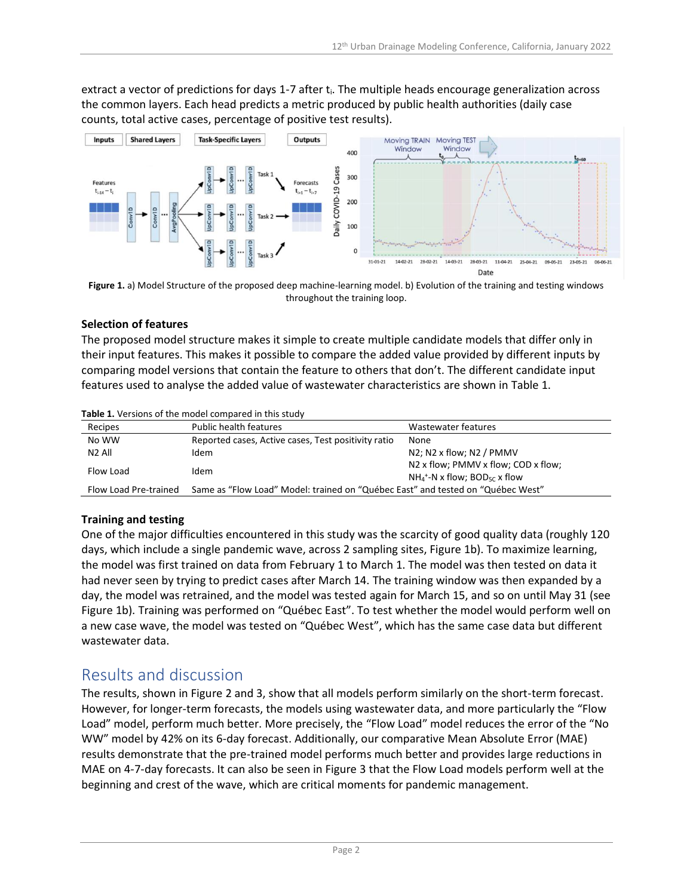extract a vector of predictions for days 1-7 after $t_i$. The multiple heads encourage generalization across the common layers. Each head predicts a metric produced by public health authorities (daily case counts, total active cases, percentage of positive test results).

**Figure 1.** a) Model Structure of the proposed deep machine-learning model. b) Evolution of the training and testing windows throughout the training loop.

### Selection of features

The proposed model structure makes it simple to create multiple candidate models that differ only in their input features. This makes it possible to compare the added value provided by different inputs by comparing model versions that contain the feature to others that don't. The different candidate input features used to analyse the added value of wastewater characteristics are shown in Table 1.

**Table 1.** Versions of the model compared in this study

| Recipes | Public health features | Wastewater features |
|---|---|---|
| No WW | Reported cases, Active cases, Test positivity ratio | None |
| N2 All | Idem | N2; N2 x flow; N2 / PMMV |
| Flow Load | Idem | N2 x flow; PMMV x flow; COD x flow; $NH_4^+$-N x flow; $BOD_{5C}$ x flow |
| Flow Load Pre-trained | Same as "Flow Load" Model: trained on "Québec East" and tested on "Québec West" | |

### Training and testing

One of the major difficulties encountered in this study was the scarcity of good quality data (roughly 120 days, which include a single pandemic wave, across 2 sampling sites, Figure 1b). To maximize learning, the model was first trained on data from February 1 to March 1. The model was then tested on data it had never seen by trying to predict cases after March 14. The training window was then expanded by a day, the model was retrained, and the model was tested again for March 15, and so on until May 31 (see Figure 1b). Training was performed on "Québec East". To test whether the model would perform well on a new case wave, the model was tested on "Québec West", which has the same case data but different wastewater data.

## Results and discussion

The results, shown in Figure 2 and 3, show that all models perform similarly on the short-term forecast. However, for longer-term forecasts, the models using wastewater data, and more particularly the "Flow Load" model, perform much better. More precisely, the "Flow Load" model reduces the error of the "No WW" model by 42% on its 6-day forecast. Additionally, our comparative Mean Absolute Error (MAE) results demonstrate that the pre-trained model performs much better and provides large reductions in MAE on 4-7-day forecasts. It can also be seen in Figure 3 that the Flow Load models perform well at the beginning and crest of the wave, which are critical moments for pandemic management.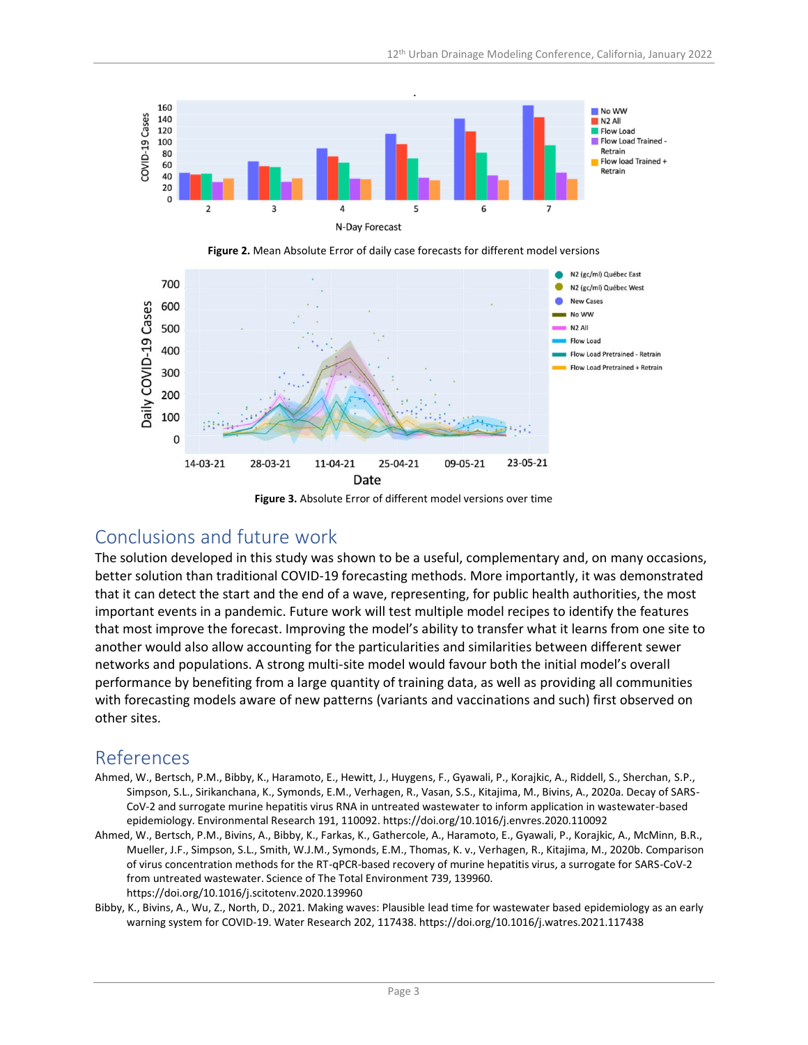COVID-19 Cases

160
140
120
100
80
60
40
20
0

2
3
4
5
6
7

N-Day Forecast

No WW
N2 All
Flow Load
Flow Load Trained - Retrain
Flow load Trained + Retrain

**Figure 2.** Mean Absolute Error of daily case forecasts for different model versions

Daily COVID-19 Cases

700
600
500
400
300
200
100
0

14-03-21
28-03-21
11-04-21
25-04-21
09-05-21
23-05-21

Date

N2 (gc/ml) Québec East
N2 (gc/ml) Québec West
New Cases
No WW
N2 All
Flow Load
Flow Load Pretrained - Retrain
Flow Load Pretrained + Retrain

**Figure 3.** Absolute Error of different model versions over time

## Conclusions and future work

The solution developed in this study was shown to be a useful, complementary and, on many occasions, better solution than traditional COVID-19 forecasting methods. More importantly, it was demonstrated that it can detect the start and the end of a wave, representing, for public health authorities, the most important events in a pandemic. Future work will test multiple model recipes to identify the features that most improve the forecast. Improving the model's ability to transfer what it learns from one site to another would also allow accounting for the particularities and similarities between different sewer networks and populations. A strong multi-site model would favour both the initial model's overall performance by benefiting from a large quantity of training data, as well as providing all communities with forecasting models aware of new patterns (variants and vaccinations and such) first observed on other sites.

## References

Ahmed, W., Bertsch, P.M., Bibby, K., Haramoto, E., Hewitt, J., Huygens, F., Gyawali, P., Korajkic, A., Riddell, S., Sherchan, S.P., Simpson, S.L., Sirikanchana, K., Symonds, E.M., Verhagen, R., Vasan, S.S., Kitajima, M., Bivins, A., 2020a. Decay of SARS-CoV-2 and surrogate murine hepatitis virus RNA in untreated wastewater to inform application in wastewater-based epidemiology. Environmental Research 191, 110092. https://doi.org/10.1016/j.envres.2020.110092

Ahmed, W., Bertsch, P.M., Bivins, A., Bibby, K., Farkas, K., Gathercole, A., Haramoto, E., Gyawali, P., Korajkic, A., McMinn, B.R., Mueller, J.F., Simpson, S.L., Smith, W.J.M., Symonds, E.M., Thomas, K. v., Verhagen, R., Kitajima, M., 2020b. Comparison of virus concentration methods for the RT-qPCR-based recovery of murine hepatitis virus, a surrogate for SARS-CoV-2 from untreated wastewater. Science of The Total Environment 739, 139960. https://doi.org/10.1016/j.scitotenv.2020.139960

Bibby, K., Bivins, A., Wu, Z., North, D., 2021. Making waves: Plausible lead time for wastewater based epidemiology as an early warning system for COVID-19. Water Research 202, 117438. https://doi.org/10.1016/j.watres.2021.117438